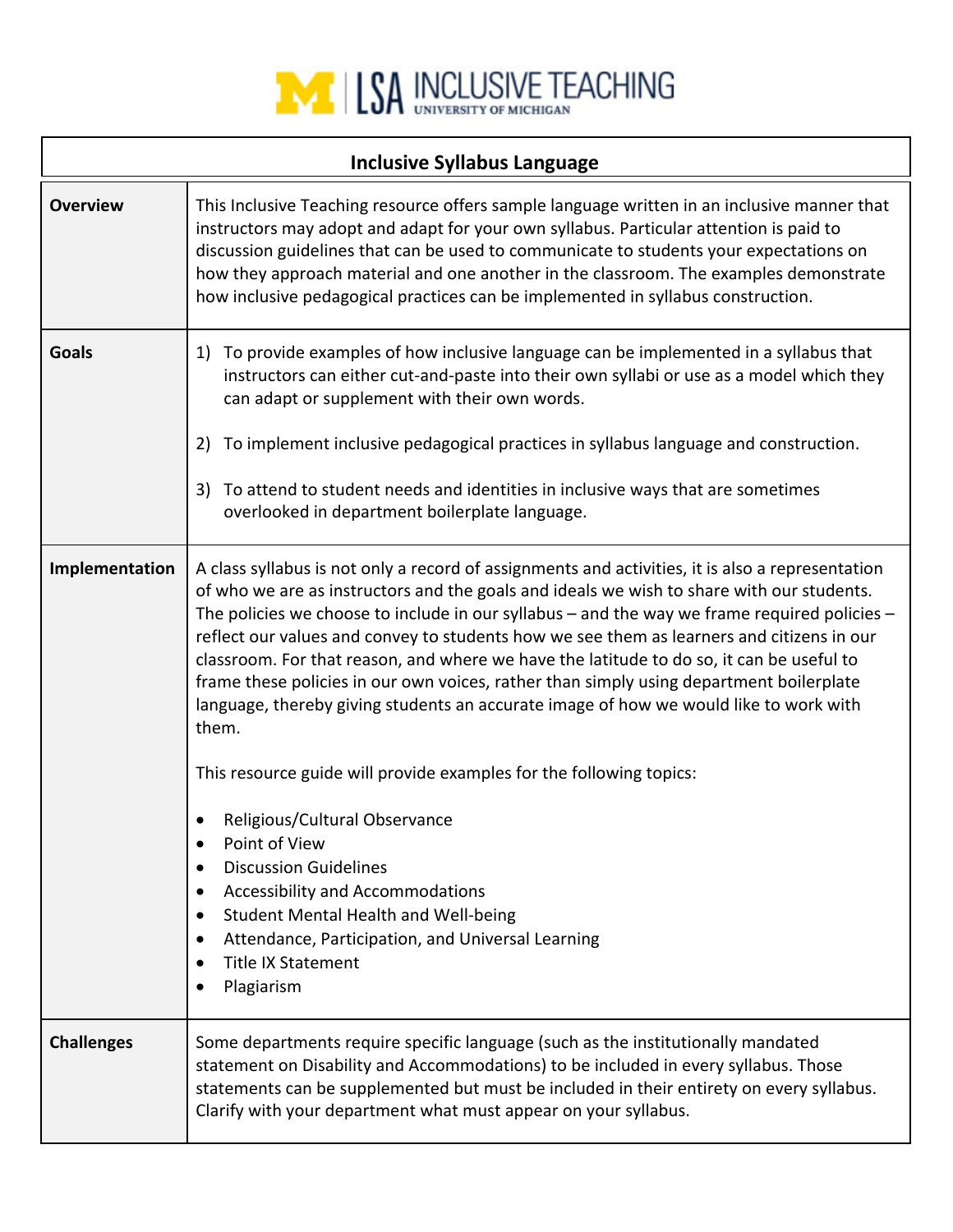# Inclusive Syllabus Language

| | |
|---|---|
| **Overview** | This Inclusive Teaching resource offers sample language written in an inclusive manner that instructors may adopt and adapt for your own syllabus. Particular attention is paid to discussion guidelines that can be used to communicate to students your expectations on how they approach material and one another in the classroom. The examples demonstrate how inclusive pedagogical practices can be implemented in syllabus construction. |
| **Goals** | 1) To provide examples of how inclusive language can be implemented in a syllabus that instructors can either cut-and-paste into their own syllabi or use as a model which they can adapt or supplement with their own words.<br><br>2) To implement inclusive pedagogical practices in syllabus language and construction.<br><br>3) To attend to student needs and identities in inclusive ways that are sometimes overlooked in department boilerplate language. |
| **Implementation** | A class syllabus is not only a record of assignments and activities, it is also a representation of who we are as instructors and the goals and ideals we wish to share with our students. The policies we choose to include in our syllabus – and the way we frame required policies – reflect our values and convey to students how we see them as learners and citizens in our classroom. For that reason, and where we have the latitude to do so, it can be useful to frame these policies in our own voices, rather than simply using department boilerplate language, thereby giving students an accurate image of how we would like to work with them.<br><br>This resource guide will provide examples for the following topics:<br><br>• Religious/Cultural Observance<br>• Point of View<br>• Discussion Guidelines<br>• Accessibility and Accommodations<br>• Student Mental Health and Well-being<br>• Attendance, Participation, and Universal Learning<br>• Title IX Statement<br>• Plagiarism |
| **Challenges** | Some departments require specific language (such as the institutionally mandated statement on Disability and Accommodations) to be included in every syllabus. Those statements can be supplemented but must be included in their entirety on every syllabus. Clarify with your department what must appear on your syllabus. |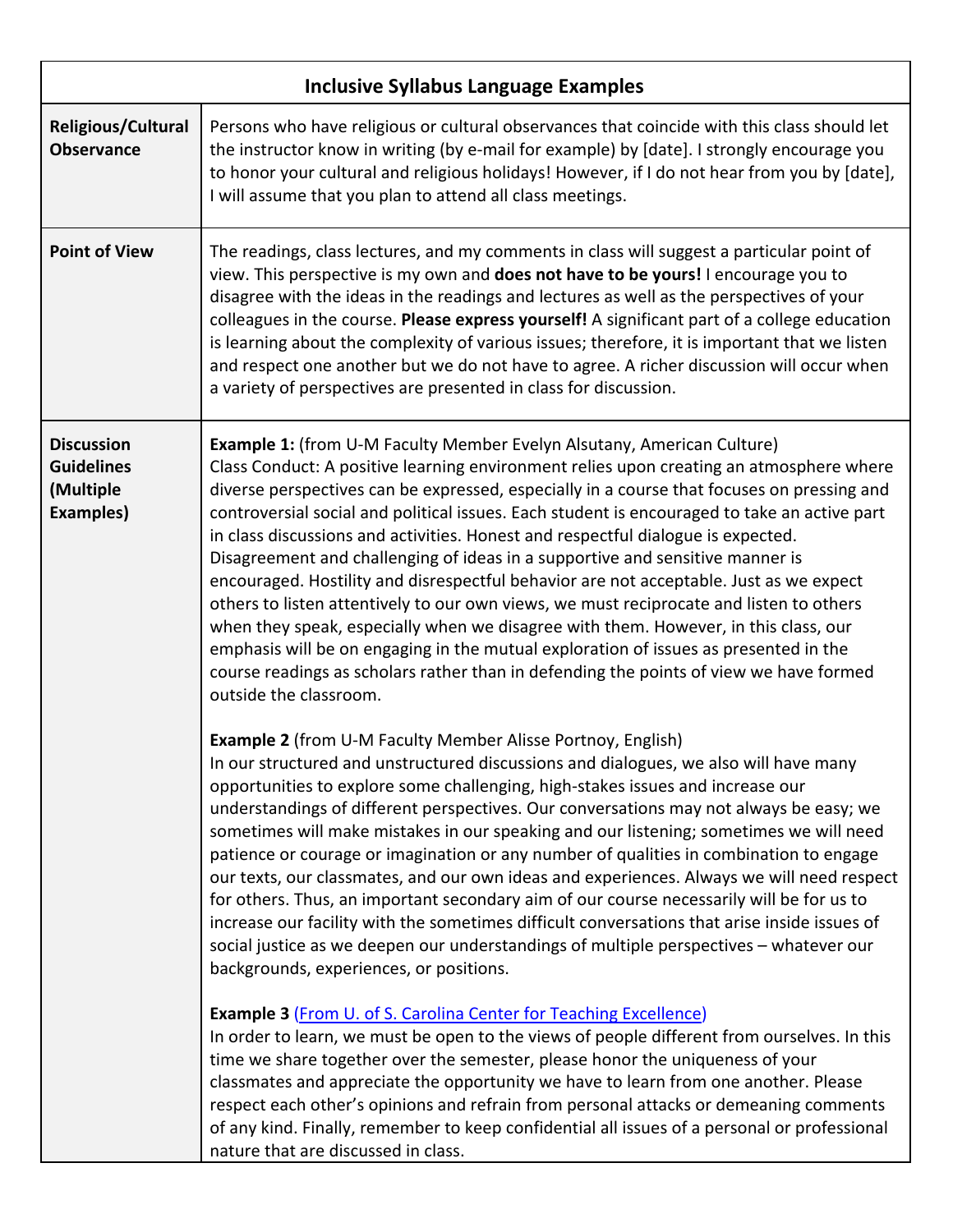| Inclusive Syllabus Language Examples | |
|---|---|
| **Religious/Cultural Observance** | Persons who have religious or cultural observances that coincide with this class should let the instructor know in writing (by e-mail for example) by [date]. I strongly encourage you to honor your cultural and religious holidays! However, if I do not hear from you by [date], I will assume that you plan to attend all class meetings. |
| **Point of View** | The readings, class lectures, and my comments in class will suggest a particular point of view. This perspective is my own and **does not have to be yours!** I encourage you to disagree with the ideas in the readings and lectures as well as the perspectives of your colleagues in the course. **Please express yourself!** A significant part of a college education is learning about the complexity of various issues; therefore, it is important that we listen and respect one another but we do not have to agree. A richer discussion will occur when a variety of perspectives are presented in class for discussion. |
| **Discussion Guidelines (Multiple Examples)** | **Example 1:** (from U-M Faculty Member Evelyn Alsutany, American Culture)<br>Class Conduct: A positive learning environment relies upon creating an atmosphere where diverse perspectives can be expressed, especially in a course that focuses on pressing and controversial social and political issues. Each student is encouraged to take an active part in class discussions and activities. Honest and respectful dialogue is expected. Disagreement and challenging of ideas in a supportive and sensitive manner is encouraged. Hostility and disrespectful behavior are not acceptable. Just as we expect others to listen attentively to our own views, we must reciprocate and listen to others when they speak, especially when we disagree with them. However, in this class, our emphasis will be on engaging in the mutual exploration of issues as presented in the course readings as scholars rather than in defending the points of view we have formed outside the classroom.<br><br>**Example 2** (from U-M Faculty Member Alisse Portnoy, English)<br>In our structured and unstructured discussions and dialogues, we also will have many opportunities to explore some challenging, high-stakes issues and increase our understandings of different perspectives. Our conversations may not always be easy; we sometimes will make mistakes in our speaking and our listening; sometimes we will need patience or courage or imagination or any number of qualities in combination to engage our texts, our classmates, and our own ideas and experiences. Always we will need respect for others. Thus, an important secondary aim of our course necessarily will be for us to increase our facility with the sometimes difficult conversations that arise inside issues of social justice as we deepen our understandings of multiple perspectives – whatever our backgrounds, experiences, or positions.<br><br>**Example 3** (From U. of S. Carolina Center for Teaching Excellence)<br>In order to learn, we must be open to the views of people different from ourselves. In this time we share together over the semester, please honor the uniqueness of your classmates and appreciate the opportunity we have to learn from one another. Please respect each other's opinions and refrain from personal attacks or demeaning comments of any kind. Finally, remember to keep confidential all issues of a personal or professional nature that are discussed in class. |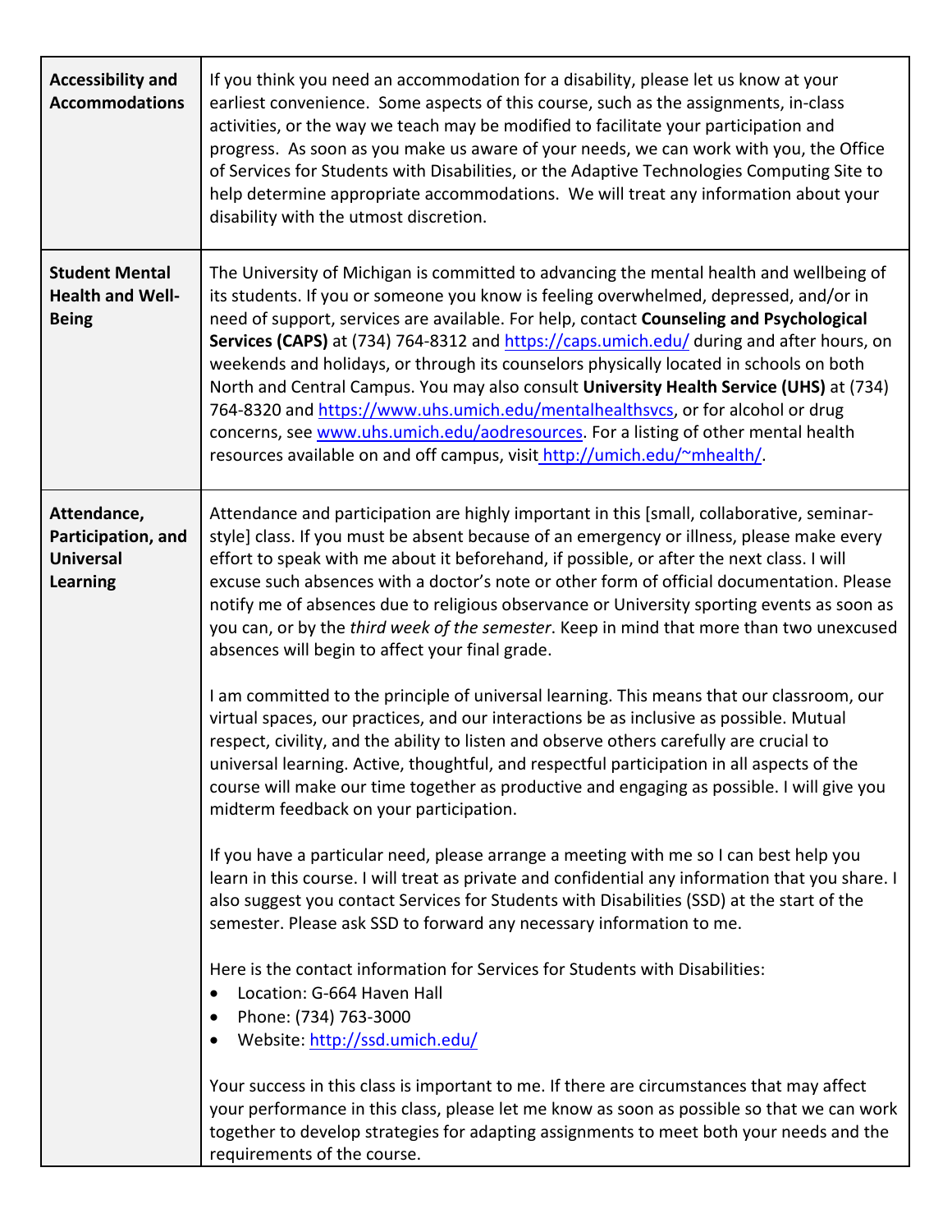| | |
|---|---|
| **Accessibility and Accommodations** | If you think you need an accommodation for a disability, please let us know at your earliest convenience. Some aspects of this course, such as the assignments, in-class activities, or the way we teach may be modified to facilitate your participation and progress. As soon as you make us aware of your needs, we can work with you, the Office of Services for Students with Disabilities, or the Adaptive Technologies Computing Site to help determine appropriate accommodations. We will treat any information about your disability with the utmost discretion. |
| **Student Mental Health and Well-Being** | The University of Michigan is committed to advancing the mental health and wellbeing of its students. If you or someone you know is feeling overwhelmed, depressed, and/or in need of support, services are available. For help, contact **Counseling and Psychological Services (CAPS)** at (734) 764-8312 and [https://caps.umich.edu/](https://caps.umich.edu/) during and after hours, on weekends and holidays, or through its counselors physically located in schools on both North and Central Campus. You may also consult **University Health Service (UHS)** at (734) 764-8320 and [https://www.uhs.umich.edu/mentalhealthsvcs](https://www.uhs.umich.edu/mentalhealthsvcs), or for alcohol or drug concerns, see [www.uhs.umich.edu/aodresources](www.uhs.umich.edu/aodresources). For a listing of other mental health resources available on and off campus, visit [http://umich.edu/~mhealth/](http://umich.edu/~mhealth/). |
| **Attendance, Participation, and Universal Learning** | Attendance and participation are highly important in this [small, collaborative, seminar-style] class. If you must be absent because of an emergency or illness, please make every effort to speak with me about it beforehand, if possible, or after the next class. I will excuse such absences with a doctor's note or other form of official documentation. Please notify me of absences due to religious observance or University sporting events as soon as you can, or by the *third week of the semester*. Keep in mind that more than two unexcused absences will begin to affect your final grade.<br><br>I am committed to the principle of universal learning. This means that our classroom, our virtual spaces, our practices, and our interactions be as inclusive as possible. Mutual respect, civility, and the ability to listen and observe others carefully are crucial to universal learning. Active, thoughtful, and respectful participation in all aspects of the course will make our time together as productive and engaging as possible. I will give you midterm feedback on your participation.<br><br>If you have a particular need, please arrange a meeting with me so I can best help you learn in this course. I will treat as private and confidential any information that you share. I also suggest you contact Services for Students with Disabilities (SSD) at the start of the semester. Please ask SSD to forward any necessary information to me.<br><br>Here is the contact information for Services for Students with Disabilities:<br>• Location: G-664 Haven Hall<br>• Phone: (734) 763-3000<br>• Website: [http://ssd.umich.edu/](http://ssd.umich.edu/)<br><br>Your success in this class is important to me. If there are circumstances that may affect your performance in this class, please let me know as soon as possible so that we can work together to develop strategies for adapting assignments to meet both your needs and the requirements of the course. |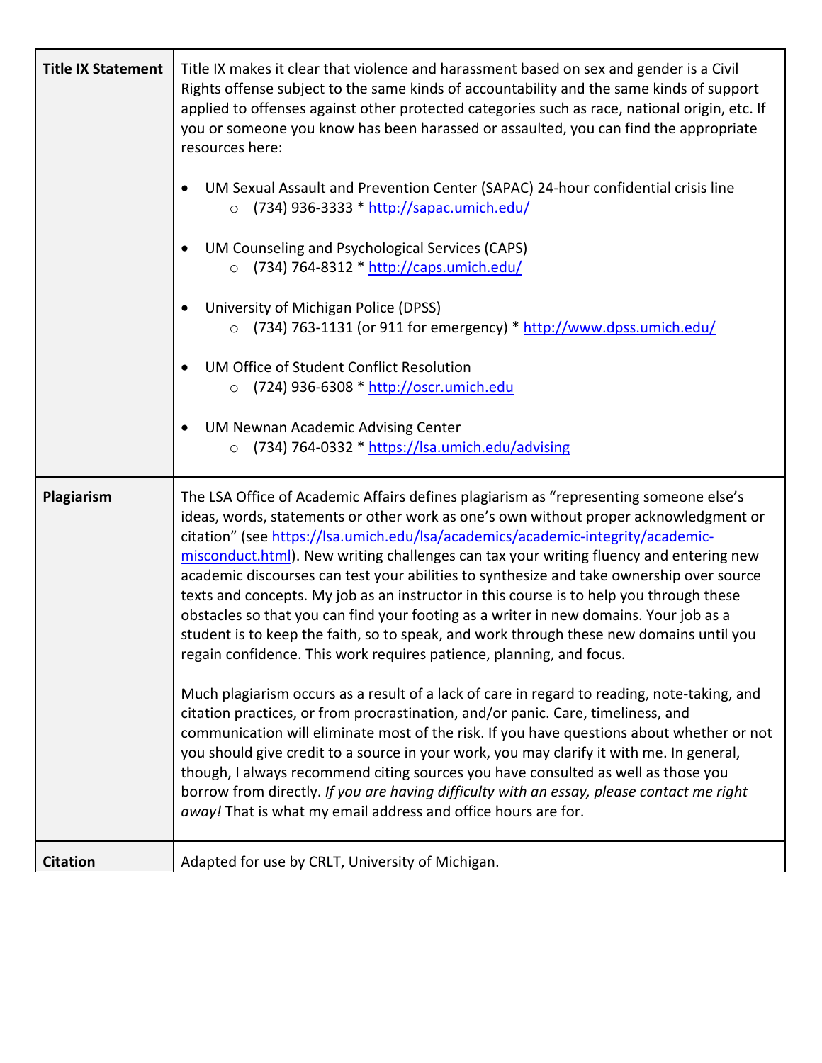| | |
|---|---|
| **Title IX Statement** | Title IX makes it clear that violence and harassment based on sex and gender is a Civil Rights offense subject to the same kinds of accountability and the same kinds of support applied to offenses against other protected categories such as race, national origin, etc. If you or someone you know has been harassed or assaulted, you can find the appropriate resources here:<br><br>• UM Sexual Assault and Prevention Center (SAPAC) 24-hour confidential crisis line<br>&nbsp;&nbsp;&nbsp;&nbsp;○ (734) 936-3333 * [http://sapac.umich.edu/](http://sapac.umich.edu/)<br><br>• UM Counseling and Psychological Services (CAPS)<br>&nbsp;&nbsp;&nbsp;&nbsp;○ (734) 764-8312 * [http://caps.umich.edu/](http://caps.umich.edu/)<br><br>• University of Michigan Police (DPSS)<br>&nbsp;&nbsp;&nbsp;&nbsp;○ (734) 763-1131 (or 911 for emergency) * [http://www.dpss.umich.edu/](http://www.dpss.umich.edu/)<br><br>• UM Office of Student Conflict Resolution<br>&nbsp;&nbsp;&nbsp;&nbsp;○ (724) 936-6308 * [http://oscr.umich.edu](http://oscr.umich.edu)<br><br>• UM Newnan Academic Advising Center<br>&nbsp;&nbsp;&nbsp;&nbsp;○ (734) 764-0332 * [https://lsa.umich.edu/advising](https://lsa.umich.edu/advising) |
| **Plagiarism** | The LSA Office of Academic Affairs defines plagiarism as "representing someone else's ideas, words, statements or other work as one's own without proper acknowledgment or citation" (see [https://lsa.umich.edu/lsa/academics/academic-integrity/academic-misconduct.html](https://lsa.umich.edu/lsa/academics/academic-integrity/academic-misconduct.html)). New writing challenges can tax your writing fluency and entering new academic discourses can test your abilities to synthesize and take ownership over source texts and concepts. My job as an instructor in this course is to help you through these obstacles so that you can find your footing as a writer in new domains. Your job as a student is to keep the faith, so to speak, and work through these new domains until you regain confidence. This work requires patience, planning, and focus.<br><br>Much plagiarism occurs as a result of a lack of care in regard to reading, note-taking, and citation practices, or from procrastination, and/or panic. Care, timeliness, and communication will eliminate most of the risk. If you have questions about whether or not you should give credit to a source in your work, you may clarify it with me. In general, though, I always recommend citing sources you have consulted as well as those you borrow from directly. *If you are having difficulty with an essay, please contact me right away!* That is what my email address and office hours are for. |
| **Citation** | Adapted for use by CRLT, University of Michigan. |